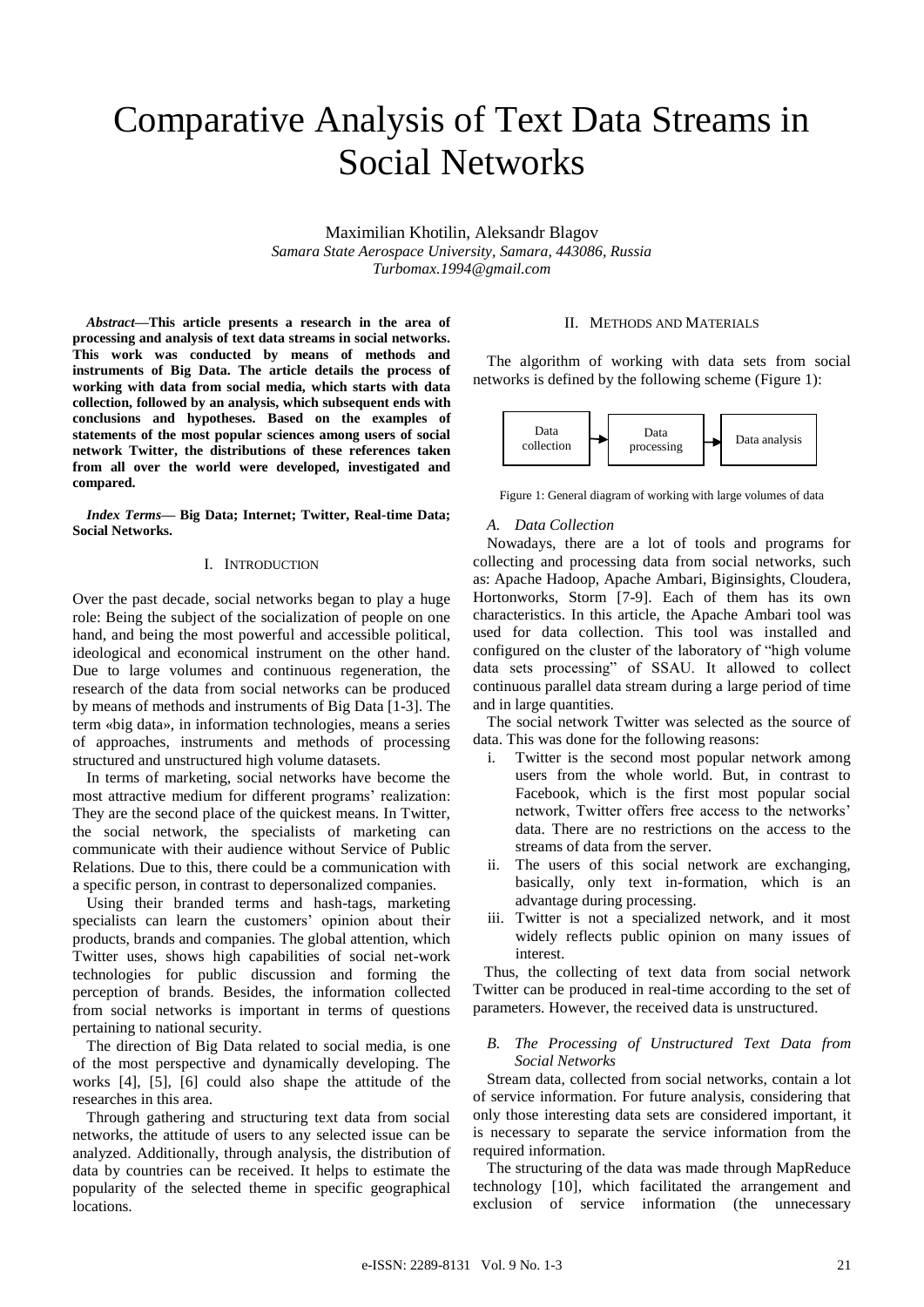# Comparative Analysis of Text Data Streams in Social Networks

Maximilian Khotilin, Aleksandr Blagov

*Samara State Aerospace University, Samara, 443086, Russia*

*Turbomax.1994@gmail.com*

***Abstract*—This article presents a research in the area of processing and analysis of text data streams in social networks. This work was conducted by means of methods and instruments of Big Data. The article details the process of working with data from social media, which starts with data collection, followed by an analysis, which subsequent ends with conclusions and hypotheses. Based on the examples of statements of the most popular sciences among users of social network Twitter, the distributions of these references taken from all over the world were developed, investigated and compared.**

***Index Terms*— Big Data; Internet; Twitter, Real-time Data; Social Networks.**

## I. Introduction

Over the past decade, social networks began to play a huge role: Being the subject of the socialization of people on one hand, and being the most powerful and accessible political, ideological and economical instrument on the other hand. Due to large volumes and continuous regeneration, the research of the data from social networks can be produced by means of methods and instruments of Big Data [1-3]. The term «big data», in information technologies, means a series of approaches, instruments and methods of processing structured and unstructured high volume datasets.

In terms of marketing, social networks have become the most attractive medium for different programs' realization: They are the second place of the quickest means. In Twitter, the social network, the specialists of marketing can communicate with their audience without Service of Public Relations. Due to this, there could be a communication with a specific person, in contrast to depersonalized companies.

Using their branded terms and hash-tags, marketing specialists can learn the customers' opinion about their products, brands and companies. The global attention, which Twitter uses, shows high capabilities of social net-work technologies for public discussion and forming the perception of brands. Besides, the information collected from social networks is important in terms of questions pertaining to national security.

The direction of Big Data related to social media, is one of the most perspective and dynamically developing. The works [4], [5], [6] could also shape the attitude of the researches in this area.

Through gathering and structuring text data from social networks, the attitude of users to any selected issue can be analyzed. Additionally, through analysis, the distribution of data by countries can be received. It helps to estimate the popularity of the selected theme in specific geographical locations.

## II. Methods and Materials

The algorithm of working with data sets from social networks is defined by the following scheme (Figure 1):

Data collection → Data processing → Data analysis

Figure 1: General diagram of working with large volumes of data

### *A. Data Collection*

Nowadays, there are a lot of tools and programs for collecting and processing data from social networks, such as: Apache Hadoop, Apache Ambari, Biginsights, Cloudera, Hortonworks, Storm [7-9]. Each of them has its own characteristics. In this article, the Apache Ambari tool was used for data collection. This tool was installed and configured on the cluster of the laboratory of "high volume data sets processing" of SSAU. It allowed to collect continuous parallel data stream during a large period of time and in large quantities.

The social network Twitter was selected as the source of data. This was done for the following reasons:

i. Twitter is the second most popular network among users from the whole world. But, in contrast to Facebook, which is the first most popular social network, Twitter offers free access to the networks' data. There are no restrictions on the access to the streams of data from the server.
ii. The users of this social network are exchanging, basically, only text in-formation, which is an advantage during processing.
iii. Twitter is not a specialized network, and it most widely reflects public opinion on many issues of interest.

Thus, the collecting of text data from social network Twitter can be produced in real-time according to the set of parameters. However, the received data is unstructured.

### *B. The Processing of Unstructured Text Data from Social Networks*

Stream data, collected from social networks, contain a lot of service information. For future analysis, considering that only those interesting data sets are considered important, it is necessary to separate the service information from the required information.

The structuring of the data was made through MapReduce technology [10], which facilitated the arrangement and exclusion of service information (the unnecessary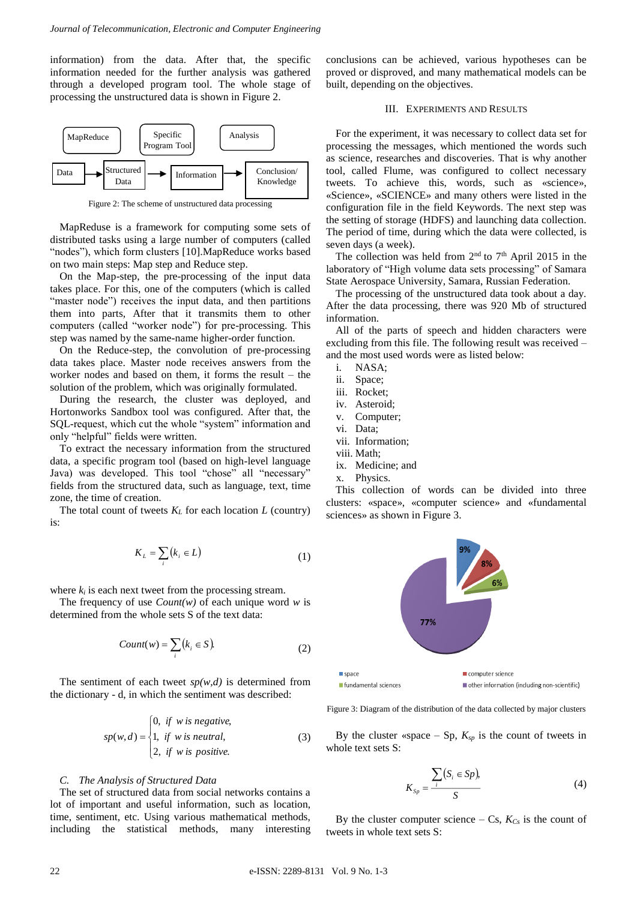information) from the data. After that, the specific information needed for the further analysis was gathered through a developed program tool. The whole stage of processing the unstructured data is shown in Figure 2.

Figure 2: The scheme of unstructured data processing

MapReduse is a framework for computing some sets of distributed tasks using a large number of computers (called "nodes"), which form clusters [10].MapReduce works based on two main steps: Map step and Reduce step.

On the Map-step, the pre-processing of the input data takes place. For this, one of the computers (which is called "master node") receives the input data, and then partitions them into parts, After that it transmits them to other computers (called "worker node") for pre-processing. This step was named by the same-name higher-order function.

On the Reduce-step, the convolution of pre-processing data takes place. Master node receives answers from the worker nodes and based on them, it forms the result – the solution of the problem, which was originally formulated.

During the research, the cluster was deployed, and Hortonworks Sandbox tool was configured. After that, the SQL-request, which cut the whole "system" information and only "helpful" fields were written.

To extract the necessary information from the structured data, a specific program tool (based on high-level language Java) was developed. This tool "chose" all "necessary" fields from the structured data, such as language, text, time zone, the time of creation.

The total count of tweets $K_L$ for each location $L$ (country) is:

$$K_L = \sum_i (k_i \in L) \tag{1}$$

where $k_i$ is each next tweet from the processing stream.

The frequency of use $Count(w)$ of each unique word $w$ is determined from the whole sets S of the text data:

$$Count(w) = \sum_i (k_i \in S). \tag{2}$$

The sentiment of each tweet $sp(w,d)$ is determined from the dictionary - d, in which the sentiment was described:

$$sp(w,d) = \begin{cases} 0, & if \ \ w \ is \ negative, \\ 1, & if \ \ w \ is \ neutral, \\ 2, & if \ \ w \ is \ positive. \end{cases} \tag{3}$$

### C. The Analysis of Structured Data

The set of structured data from social networks contains a lot of important and useful information, such as location, time, sentiment, etc. Using various mathematical methods, including the statistical methods, many interesting conclusions can be achieved, various hypotheses can be proved or disproved, and many mathematical models can be built, depending on the objectives.

## III. Experiments and Results

For the experiment, it was necessary to collect data set for processing the messages, which mentioned the words such as science, researches and discoveries. That is why another tool, called Flume, was configured to collect necessary tweets. To achieve this, words, such as «science», «Science», «SCIENCE» and many others were listed in the configuration file in the field Keywords. The next step was the setting of storage (HDFS) and launching data collection. The period of time, during which the data were collected, is seven days (a week).

The collection was held from 2[nd] to 7[th] April 2015 in the laboratory of "High volume data sets processing" of Samara State Aerospace University, Samara, Russian Federation.

The processing of the unstructured data took about a day. After the data processing, there was 920 Mb of structured information.

All of the parts of speech and hidden characters were excluding from this file. The following result was received – and the most used words were as listed below:

i. NASA;
ii. Space;
iii. Rocket;
iv. Asteroid;
v. Computer;
vi. Data;
vii. Information;
viii. Math;
ix. Medicine; and
x. Physics.

This collection of words can be divided into three clusters: «space», «computer science» and «fundamental sciences» as shown in Figure 3.

Figure 3: Diagram of the distribution of the data collected by major clusters

By the cluster «space – Sp, $K_{Sp}$ is the count of tweets in whole text sets S:

$$K_{Sp} = \frac{\sum_i (S_i \in Sp)}{S}, \tag{4}$$

By the cluster computer science – Cs, $K_{Cs}$ is the count of tweets in whole text sets S: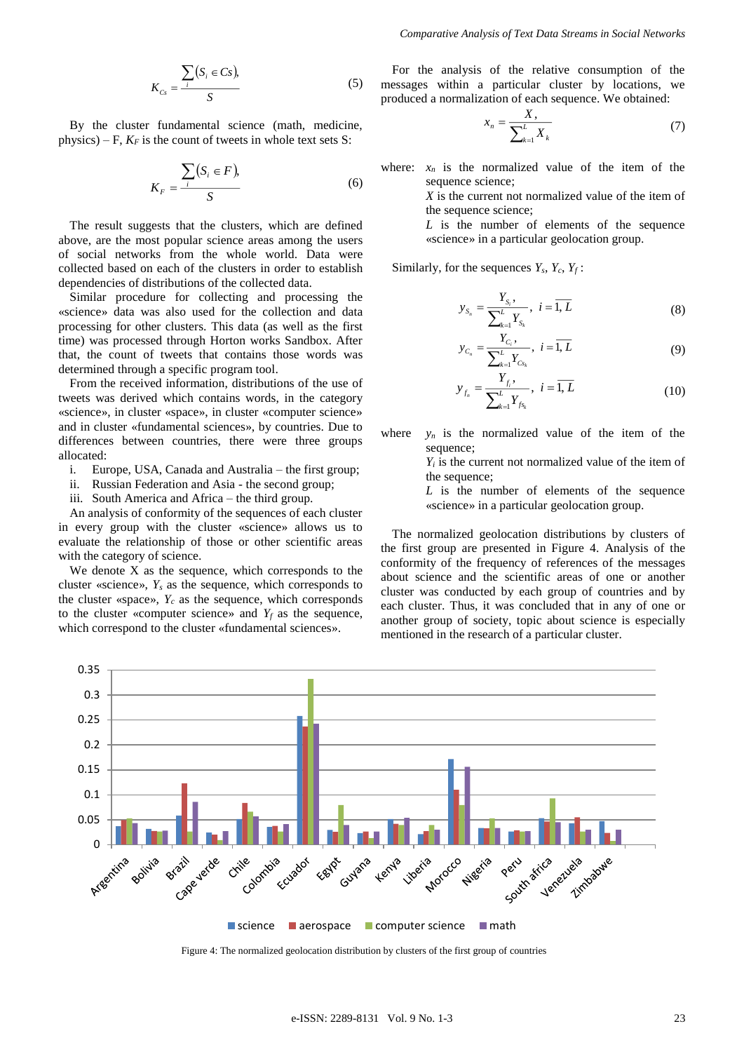$$K_{Cs} = \frac{\sum_i (S_i \in Cs)}{S} \tag{5}$$

By the cluster fundamental science (math, medicine, physics) – F, $K_F$ is the count of tweets in whole text sets S:

$$K_F = \frac{\sum_i (S_i \in F)}{S} \tag{6}$$

The result suggests that the clusters, which are defined above, are the most popular science areas among the users of social networks from the whole world. Data were collected based on each of the clusters in order to establish dependencies of distributions of the collected data.

Similar procedure for collecting and processing the «science» data was also used for the collection and data processing for other clusters. This data (as well as the first time) was processed through Horton works Sandbox. After that, the count of tweets that contains those words was determined through a specific program tool.

From the received information, distributions of the use of tweets was derived which contains words, in the category «science», in cluster «space», in cluster «computer science» and in cluster «fundamental sciences», by countries. Due to differences between countries, there were three groups allocated:

i. Europe, USA, Canada and Australia – the first group;
ii. Russian Federation and Asia - the second group;
iii. South America and Africa – the third group.

An analysis of conformity of the sequences of each cluster in every group with the cluster «science» allows us to evaluate the relationship of those or other scientific areas with the category of science.

We denote X as the sequence, which corresponds to the cluster «science», $Y_s$ as the sequence, which corresponds to the cluster «space», $Y_c$ as the sequence, which corresponds to the cluster «computer science» and $Y_f$ as the sequence, which correspond to the cluster «fundamental sciences».

For the analysis of the relative consumption of the messages within a particular cluster by locations, we produced a normalization of each sequence. We obtained:

$$x_n = \frac{X_i}{\sum_{k=1}^{L} X_k} \tag{7}$$

where: $x_n$ is the normalized value of the item of the sequence science;
$X$ is the current not normalized value of the item of the sequence science;
$L$ is the number of elements of the sequence «science» in a particular geolocation group.

Similarly, for the sequences $Y_s$, $Y_c$, $Y_f$:

$$y_{S_n} = \frac{Y_{S_i}}{\sum_{k=1}^{L} Y_{S_k}}, \; i = \overline{1, L} \tag{8}$$

$$y_{C_n} = \frac{Y_{C_i}}{\sum_{k=1}^{L} Y_{Cs_k}}, \; i = \overline{1, L} \tag{9}$$

$$y_{f_n} = \frac{Y_{f_i}}{\sum_{k=1}^{L} Y_{fs_k}}, \; i = \overline{1, L} \tag{10}$$

where $y_n$ is the normalized value of the item of the sequence;
$Y_i$ is the current not normalized value of the item of the sequence;
$L$ is the number of elements of the sequence «science» in a particular geolocation group.

The normalized geolocation distributions by clusters of the first group are presented in Figure 4. Analysis of the conformity of the frequency of references of the messages about science and the scientific areas of one or another cluster was conducted by each group of countries and by each cluster. Thus, it was concluded that in any of one or another group of society, topic about science is especially mentioned in the research of a particular cluster.

Figure 4: The normalized geolocation distribution by clusters of the first group of countries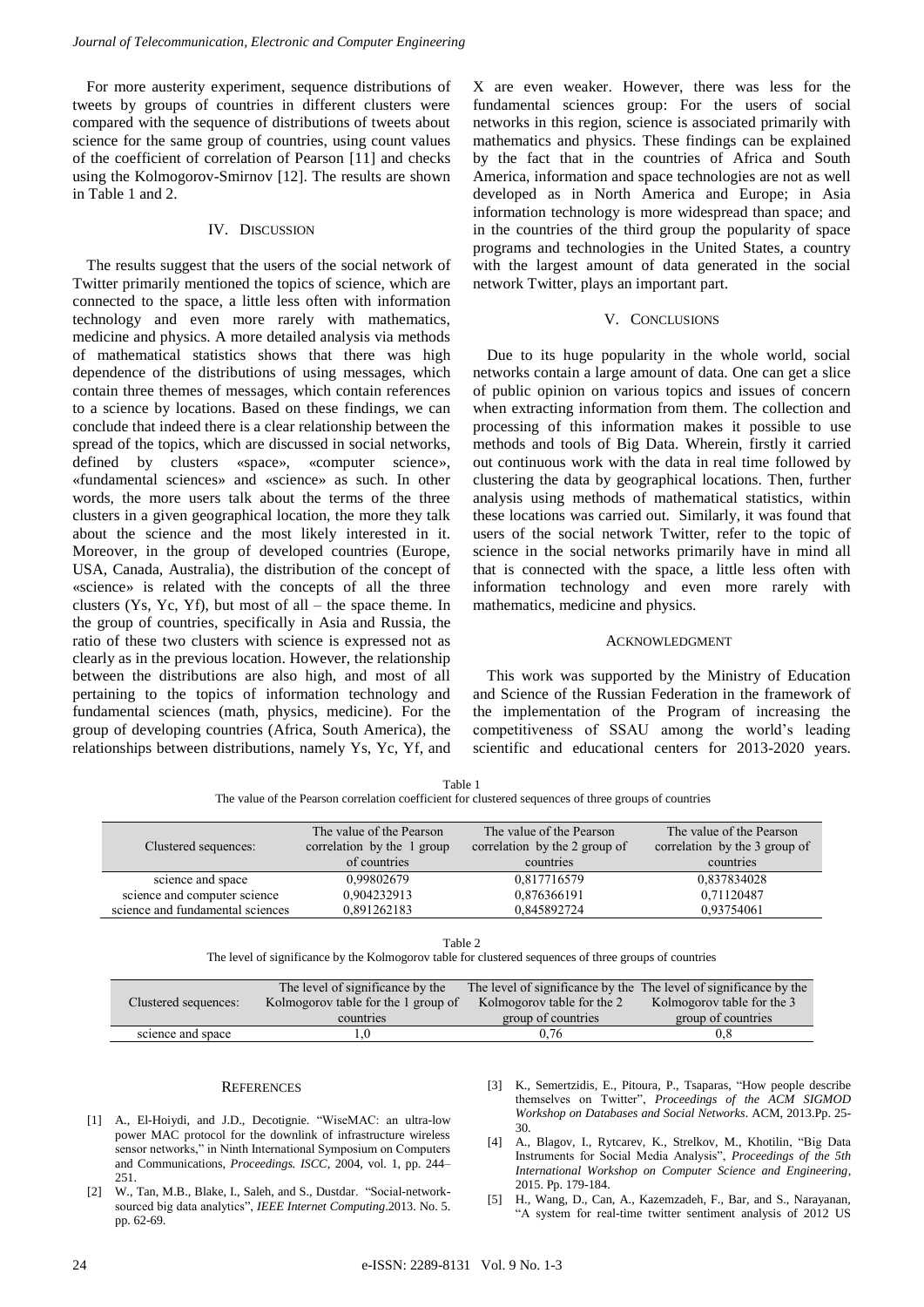For more austerity experiment, sequence distributions of tweets by groups of countries in different clusters were compared with the sequence of distributions of tweets about science for the same group of countries, using count values of the coefficient of correlation of Pearson [11] and checks using the Kolmogorov-Smirnov [12]. The results are shown in Table 1 and 2.

## IV. Discussion

The results suggest that the users of the social network of Twitter primarily mentioned the topics of science, which are connected to the space, a little less often with information technology and even more rarely with mathematics, medicine and physics. A more detailed analysis via methods of mathematical statistics shows that there was high dependence of the distributions of using messages, which contain three themes of messages, which contain references to a science by locations. Based on these findings, we can conclude that indeed there is a clear relationship between the spread of the topics, which are discussed in social networks, defined by clusters «space», «computer science», «fundamental sciences» and «science» as such. In other words, the more users talk about the terms of the three clusters in a given geographical location, the more they talk about the science and the most likely interested in it. Moreover, in the group of developed countries (Europe, USA, Canada, Australia), the distribution of the concept of «science» is related with the concepts of all the three clusters (Ys, Yc, Yf), but most of all – the space theme. In the group of countries, specifically in Asia and Russia, the ratio of these two clusters with science is expressed not as clearly as in the previous location. However, the relationship between the distributions are also high, and most of all pertaining to the topics of information technology and fundamental sciences (math, physics, medicine). For the group of developing countries (Africa, South America), the relationships between distributions, namely Ys, Yc, Yf, and X are even weaker. However, there was less for the fundamental sciences group: For the users of social networks in this region, science is associated primarily with mathematics and physics. These findings can be explained by the fact that in the countries of Africa and South America, information and space technologies are not as well developed as in North America and Europe; in Asia information technology is more widespread than space; and in the countries of the third group the popularity of space programs and technologies in the United States, a country with the largest amount of data generated in the social network Twitter, plays an important part.

## V. Conclusions

Due to its huge popularity in the whole world, social networks contain a large amount of data. One can get a slice of public opinion on various topics and issues of concern when extracting information from them. The collection and processing of this information makes it possible to use methods and tools of Big Data. Wherein, firstly it carried out continuous work with the data in real time followed by clustering the data by geographical locations. Then, further analysis using methods of mathematical statistics, within these locations was carried out. Similarly, it was found that users of the social network Twitter, refer to the topic of science in the social networks primarily have in mind all that is connected with the space, a little less often with information technology and even more rarely with mathematics, medicine and physics.

## Acknowledgment

This work was supported by the Ministry of Education and Science of the Russian Federation in the framework of the implementation of the Program of increasing the competitiveness of SSAU among the world's leading scientific and educational centers for 2013-2020 years.

Table 1
The value of the Pearson correlation coefficient for clustered sequences of three groups of countries

| Clustered sequences: | The value of the Pearson correlation by the 1 group of countries | The value of the Pearson correlation by the 2 group of countries | The value of the Pearson correlation by the 3 group of countries |
|---|---|---|---|
| science and space | 0,99802679 | 0,817716579 | 0,837834028 |
| science and computer science | 0,904232913 | 0,876366191 | 0,71120487 |
| science and fundamental sciences | 0,891262183 | 0,845892724 | 0,93754061 |

Table 2
The level of significance by the Kolmogorov table for clustered sequences of three groups of countries

| Clustered sequences: | The level of significance by the Kolmogorov table for the 1 group of countries | The level of significance by the Kolmogorov table for the 2 group of countries | The level of significance by the Kolmogorov table for the 3 group of countries |
|---|---|---|---|
| science and space | 1,0 | 0,76 | 0,8 |

## References

[1] A., El-Hoiydi, and J.D., Decotignie. "WiseMAC: an ultra-low power MAC protocol for the downlink of infrastructure wireless sensor networks," in Ninth International Symposium on Computers and Communications, *Proceedings. ISCC*, 2004, vol. 1, pp. 244–251.

[2] W., Tan, M.B., Blake, I., Saleh, and S., Dustdar. "Social-network-sourced big data analytics", *IEEE Internet Computing*.2013. No. 5. pp. 62-69.

[3] K., Semertzidis, E., Pitoura, P., Tsaparas, "How people describe themselves on Twitter", *Proceedings of the ACM SIGMOD Workshop on Databases and Social Networks*. ACM, 2013.Pp. 25-30.

[4] A., Blagov, I., Rytcarev, K., Strelkov, M., Khotilin, "Big Data Instruments for Social Media Analysis", *Proceedings of the 5th International Workshop on Computer Science and Engineering*, 2015. Pp. 179-184.

[5] H., Wang, D., Can, A., Kazemzadeh, F., Bar, and S., Narayanan, "A system for real-time twitter sentiment analysis of 2012 US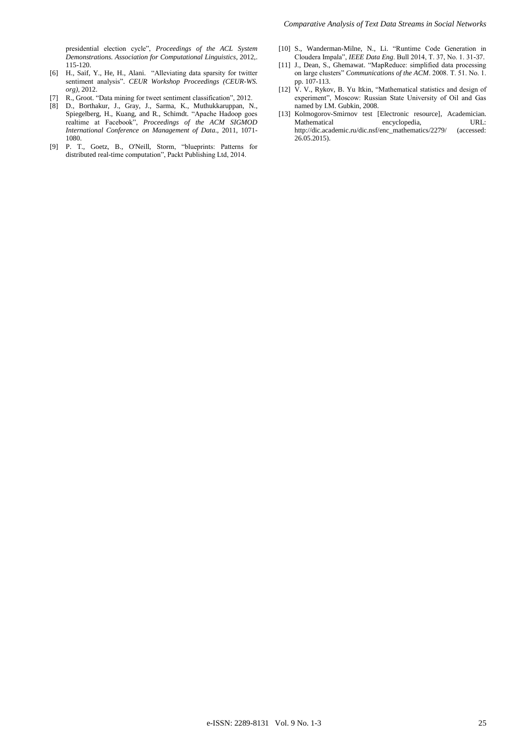presidential election cycle", *Proceedings of the ACL System Demonstrations. Association for Computational Linguistics*, 2012,. 115-120.

[6] H., Saif, Y., He, H., Alani. "Alleviating data sparsity for twitter sentiment analysis". *CEUR Workshop Proceedings (CEUR-WS. org)*, 2012.

[7] R., Groot. "Data mining for tweet sentiment classification", 2012.

[8] D., Borthakur, J., Gray, J., Sarma, K., Muthukkaruppan, N., Spiegelberg, H., Kuang, and R., Schimdt. "Apache Hadoop goes realtime at Facebook", *Proceedings of the ACM SIGMOD International Conference on Management of Data*., 2011, 1071-1080.

[9] P. T., Goetz, B., O'Neill, Storm, "blueprints: Patterns for distributed real-time computation", Packt Publishing Ltd, 2014.

[10] S., Wanderman-Milne, N., Li. "Runtime Code Generation in Cloudera Impala", *IEEE Data Eng*. Bull 2014, T. 37, No. 1. 31-37.

[11] J., Dean, S., Ghemawat. "MapReduce: simplified data processing on large clusters" *Communications of the ACM*. 2008. T. 51. No. 1. pp. 107-113.

[12] V. V., Rykov, B. Yu Itkin, "Mathematical statistics and design of experiment", Moscow: Russian State University of Oil and Gas named by I.M. Gubkin, 2008.

[13] Kolmogorov-Smirnov test [Electronic resource], Academician. Mathematical encyclopedia, URL: http://dic.academic.ru/dic.nsf/enc_mathematics/2279/ (accessed: 26.05.2015).